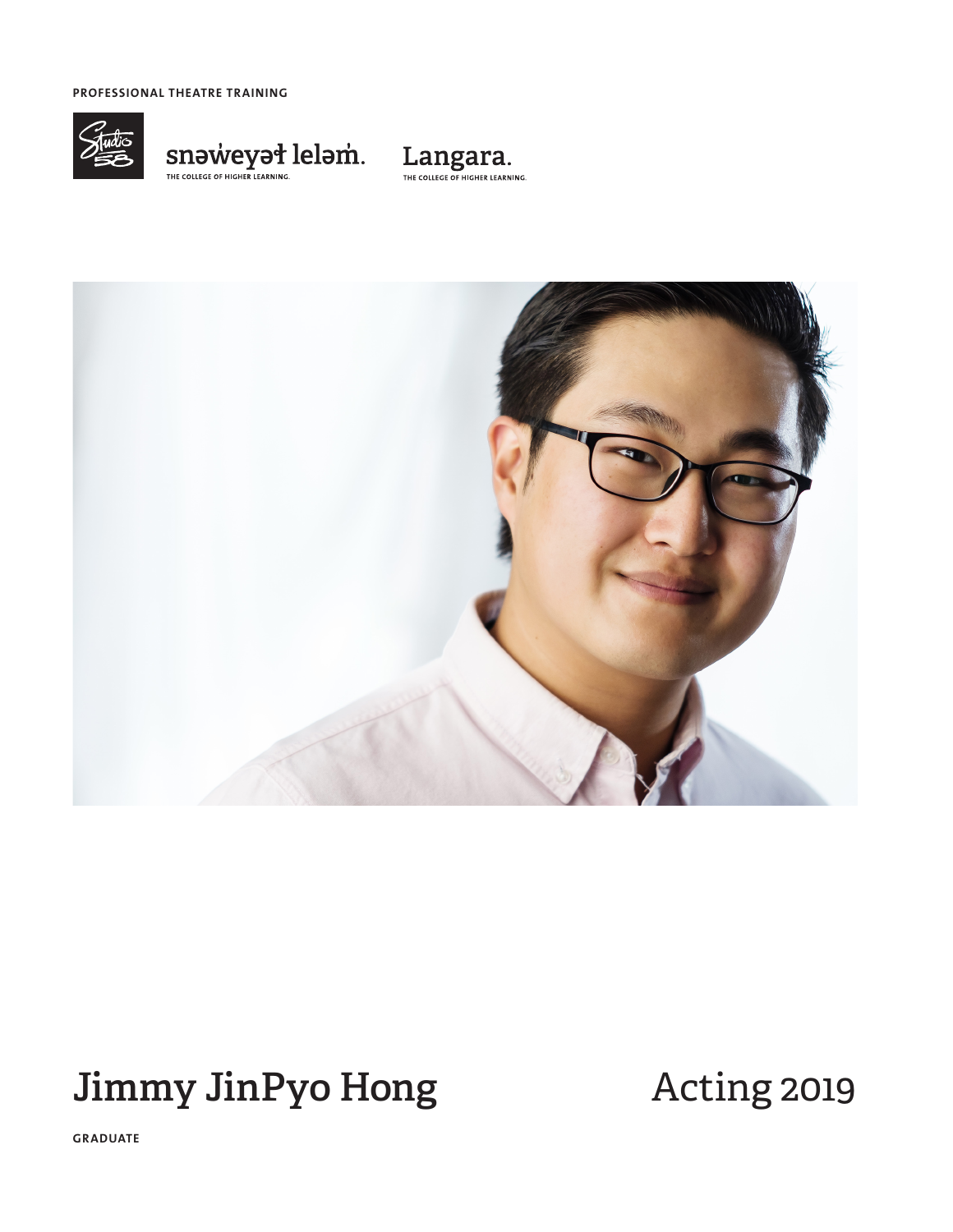**PROFESSIONAL THEATRE TRAINING**

Studio 58

snəw̓eyəɬ leləm̓.
THE COLLEGE OF HIGHER LEARNING.

Langara.
THE COLLEGE OF HIGHER LEARNING.

# Jimmy JinPyo Hong

# Acting 2019

**GRADUATE**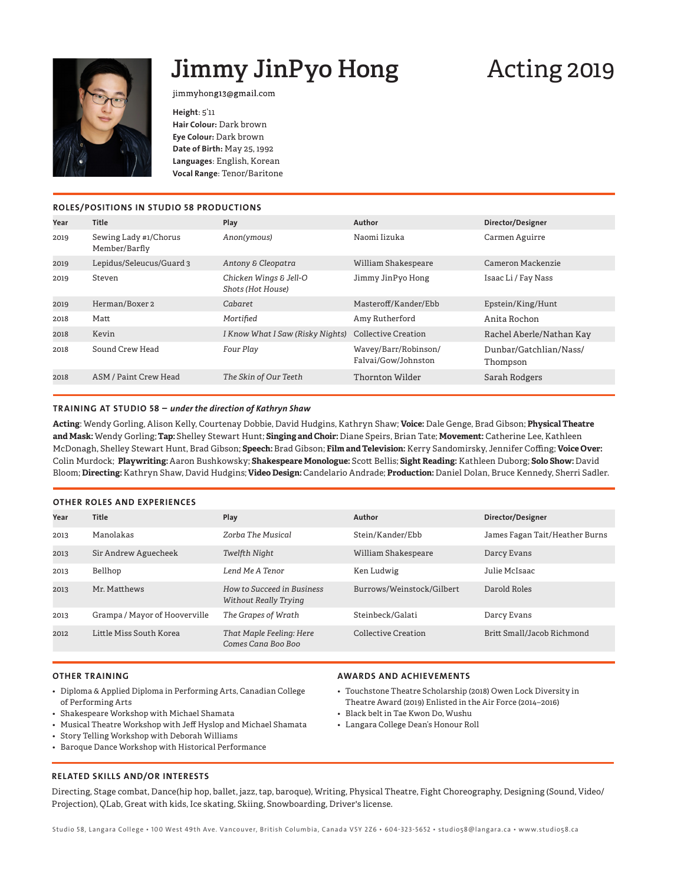# Jimmy JinPyo Hong

# Acting 2019

jimmyhong13@gmail.com

**Height**: 5'11
**Hair Colour:** Dark brown
**Eye Colour:** Dark brown
**Date of Birth:** May 25, 1992
**Languages**: English, Korean
**Vocal Range**: Tenor/Baritone

## ROLES/POSITIONS IN STUDIO 58 PRODUCTIONS

| Year | Title | Play | Author | Director/Designer |
|---|---|---|---|---|
| 2019 | Sewing Lady #1/Chorus Member/Barfly | *Anon(ymous)* | Naomi Iizuka | Carmen Aguirre |
| 2019 | Lepidus/Seleucus/Guard 3 | *Antony & Cleopatra* | William Shakespeare | Cameron Mackenzie |
| 2019 | Steven | *Chicken Wings & Jell-O Shots (Hot House)* | Jimmy JinPyo Hong | Isaac Li / Fay Nass |
| 2019 | Herman/Boxer 2 | *Cabaret* | Masteroff/Kander/Ebb | Epstein/King/Hunt |
| 2018 | Matt | *Mortified* | Amy Rutherford | Anita Rochon |
| 2018 | Kevin | *I Know What I Saw (Risky Nights)* | Collective Creation | Rachel Aberle/Nathan Kay |
| 2018 | Sound Crew Head | *Four Play* | Wavey/Barr/Robinson/ Falvai/Gow/Johnston | Dunbar/Gatchlian/Nass/ Thompson |
| 2018 | ASM / Paint Crew Head | *The Skin of Our Teeth* | Thornton Wilder | Sarah Rodgers |

## TRAINING AT STUDIO 58 – *under the direction of Kathryn Shaw*

**Acting**: Wendy Gorling, Alison Kelly, Courtenay Dobbie, David Hudgins, Kathryn Shaw; **Voice:** Dale Genge, Brad Gibson; **Physical Theatre and Mask:** Wendy Gorling; **Tap:** Shelley Stewart Hunt; **Singing and Choir:** Diane Speirs, Brian Tate; **Movement:** Catherine Lee, Kathleen McDonagh, Shelley Stewart Hunt, Brad Gibson; **Speech:** Brad Gibson; **Film and Television:** Kerry Sandomirsky, Jennifer Coffing; **Voice Over:** Colin Murdock; **Playwriting:** Aaron Bushkowsky; **Shakespeare Monologue:** Scott Bellis; **Sight Reading:** Kathleen Duborg; **Solo Show:** David Bloom; **Directing:** Kathryn Shaw, David Hudgins; **Video Design:** Candelario Andrade; **Production:** Daniel Dolan, Bruce Kennedy, Sherri Sadler.

## OTHER ROLES AND EXPERIENCES

| Year | Title | Play | Author | Director/Designer |
|---|---|---|---|---|
| 2013 | Manolakas | *Zorba The Musical* | Stein/Kander/Ebb | James Fagan Tait/Heather Burns |
| 2013 | Sir Andrew Aguecheek | *Twelfth Night* | William Shakespeare | Darcy Evans |
| 2013 | Bellhop | *Lend Me A Tenor* | Ken Ludwig | Julie McIsaac |
| 2013 | Mr. Matthews | *How to Succeed in Business Without Really Trying* | Burrows/Weinstock/Gilbert | Darold Roles |
| 2013 | Grampa / Mayor of Hooverville | *The Grapes of Wrath* | Steinbeck/Galati | Darcy Evans |
| 2012 | Little Miss South Korea | *That Maple Feeling: Here Comes Cana Boo Boo* | Collective Creation | Britt Small/Jacob Richmond |

## OTHER TRAINING

- Diploma & Applied Diploma in Performing Arts, Canadian College of Performing Arts
- Shakespeare Workshop with Michael Shamata
- Musical Theatre Workshop with Jeff Hyslop and Michael Shamata
- Story Telling Workshop with Deborah Williams
- Baroque Dance Workshop with Historical Performance

## AWARDS AND ACHIEVEMENTS

- Touchstone Theatre Scholarship (2018) Owen Lock Diversity in Theatre Award (2019) Enlisted in the Air Force (2014–2016)
- Black belt in Tae Kwon Do, Wushu
- Langara College Dean's Honour Roll

## RELATED SKILLS AND/OR INTERESTS

Directing, Stage combat, Dance(hip hop, ballet, jazz, tap, baroque), Writing, Physical Theatre, Fight Choreography, Designing (Sound, Video/ Projection), QLab, Great with kids, Ice skating, Skiing, Snowboarding, Driver's license.

Studio 58, Langara College • 100 West 49th Ave. Vancouver, British Columbia, Canada V5Y 2Z6 • 604-323-5652 • studio58@langara.ca • www.studio58.ca